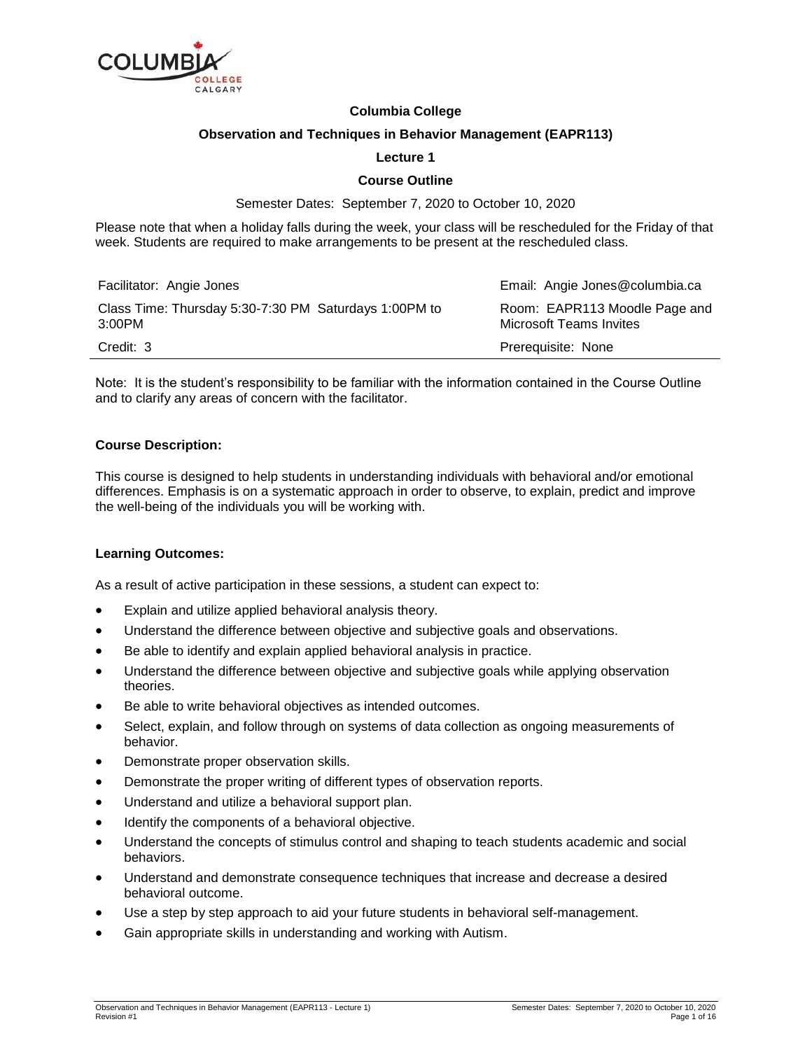**Columbia College**

**Observation and Techniques in Behavior Management (EAPR113)**

**Lecture 1**

**Course Outline**

Semester Dates: September 7, 2020 to October 10, 2020

Please note that when a holiday falls during the week, your class will be rescheduled for the Friday of that week. Students are required to make arrangements to be present at the rescheduled class.

| | |
|---|---|
| Facilitator: Angie Jones | Email: Angie Jones@columbia.ca |
| Class Time: Thursday 5:30-7:30 PM Saturdays 1:00PM to 3:00PM | Room: EAPR113 Moodle Page and Microsoft Teams Invites |
| Credit: 3 | Prerequisite: None |

Note: It is the student's responsibility to be familiar with the information contained in the Course Outline and to clarify any areas of concern with the facilitator.

**Course Description:**

This course is designed to help students in understanding individuals with behavioral and/or emotional differences. Emphasis is on a systematic approach in order to observe, to explain, predict and improve the well-being of the individuals you will be working with.

**Learning Outcomes:**

As a result of active participation in these sessions, a student can expect to:

- Explain and utilize applied behavioral analysis theory.
- Understand the difference between objective and subjective goals and observations.
- Be able to identify and explain applied behavioral analysis in practice.
- Understand the difference between objective and subjective goals while applying observation theories.
- Be able to write behavioral objectives as intended outcomes.
- Select, explain, and follow through on systems of data collection as ongoing measurements of behavior.
- Demonstrate proper observation skills.
- Demonstrate the proper writing of different types of observation reports.
- Understand and utilize a behavioral support plan.
- Identify the components of a behavioral objective.
- Understand the concepts of stimulus control and shaping to teach students academic and social behaviors.
- Understand and demonstrate consequence techniques that increase and decrease a desired behavioral outcome.
- Use a step by step approach to aid your future students in behavioral self-management.
- Gain appropriate skills in understanding and working with Autism.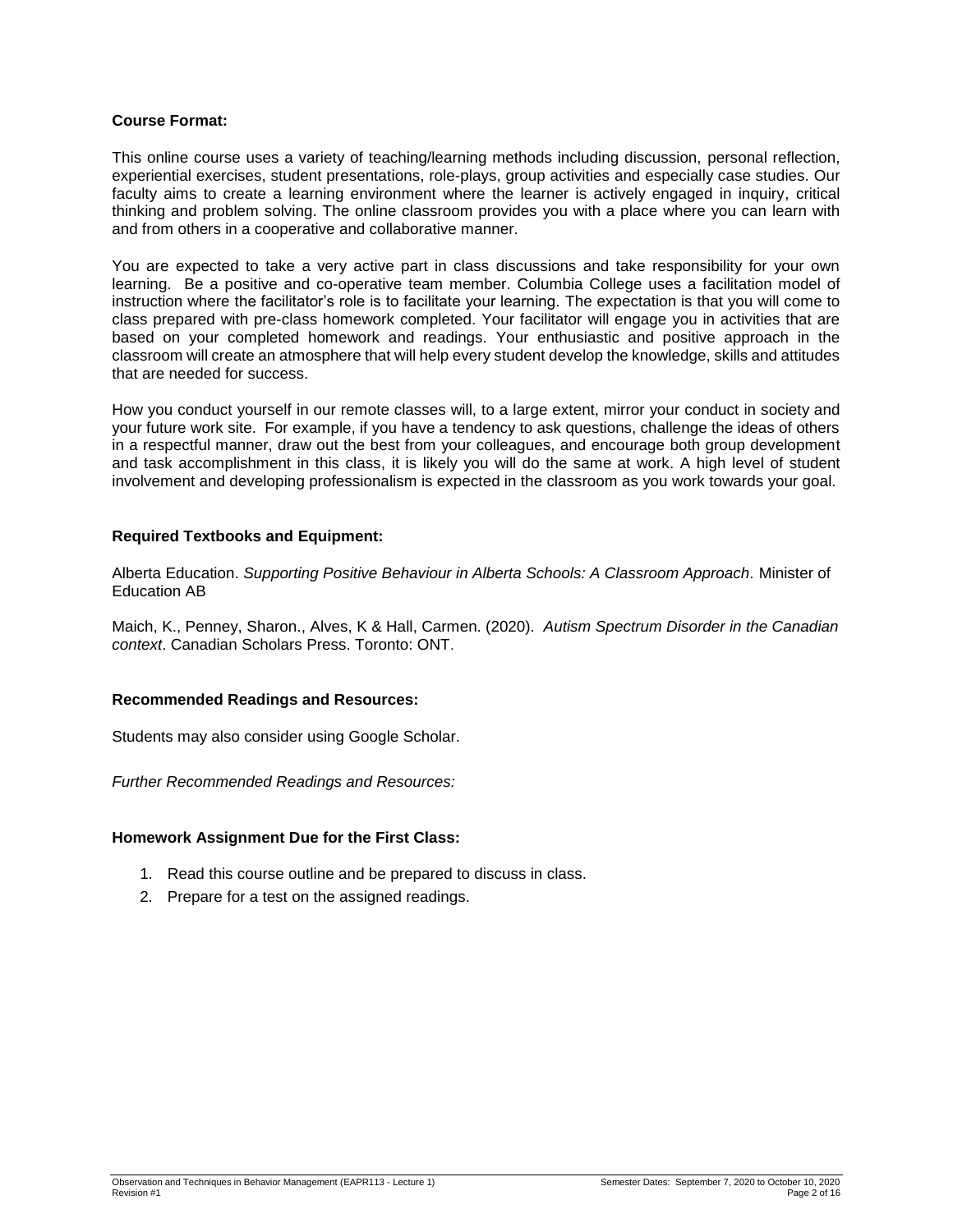**Course Format:**

This online course uses a variety of teaching/learning methods including discussion, personal reflection, experiential exercises, student presentations, role-plays, group activities and especially case studies. Our faculty aims to create a learning environment where the learner is actively engaged in inquiry, critical thinking and problem solving. The online classroom provides you with a place where you can learn with and from others in a cooperative and collaborative manner.

You are expected to take a very active part in class discussions and take responsibility for your own learning. Be a positive and co-operative team member. Columbia College uses a facilitation model of instruction where the facilitator's role is to facilitate your learning. The expectation is that you will come to class prepared with pre-class homework completed. Your facilitator will engage you in activities that are based on your completed homework and readings. Your enthusiastic and positive approach in the classroom will create an atmosphere that will help every student develop the knowledge, skills and attitudes that are needed for success.

How you conduct yourself in our remote classes will, to a large extent, mirror your conduct in society and your future work site. For example, if you have a tendency to ask questions, challenge the ideas of others in a respectful manner, draw out the best from your colleagues, and encourage both group development and task accomplishment in this class, it is likely you will do the same at work. A high level of student involvement and developing professionalism is expected in the classroom as you work towards your goal.

**Required Textbooks and Equipment:**

Alberta Education. *Supporting Positive Behaviour in Alberta Schools: A Classroom Approach*. Minister of Education AB

Maich, K., Penney, Sharon., Alves, K & Hall, Carmen. (2020). *Autism Spectrum Disorder in the Canadian context*. Canadian Scholars Press. Toronto: ONT.

**Recommended Readings and Resources:**

Students may also consider using Google Scholar.

*Further Recommended Readings and Resources:*

**Homework Assignment Due for the First Class:**

1. Read this course outline and be prepared to discuss in class.
2. Prepare for a test on the assigned readings.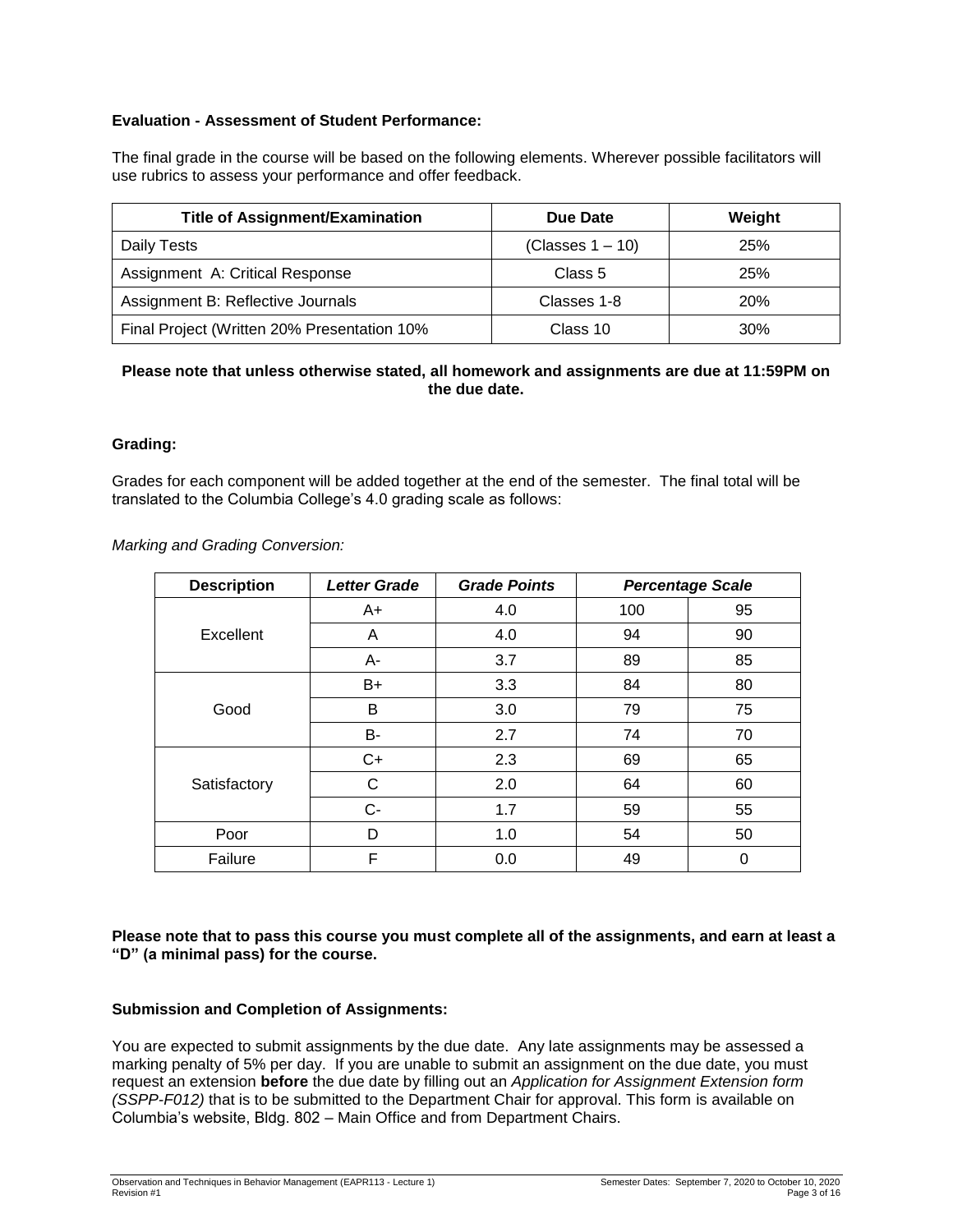**Evaluation - Assessment of Student Performance:**

The final grade in the course will be based on the following elements. Wherever possible facilitators will use rubrics to assess your performance and offer feedback.

| Title of Assignment/Examination | Due Date | Weight |
|---|---|---|
| Daily Tests | (Classes 1 – 10) | 25% |
| Assignment A: Critical Response | Class 5 | 25% |
| Assignment B: Reflective Journals | Classes 1-8 | 20% |
| Final Project (Written 20% Presentation 10% | Class 10 | 30% |

**Please note that unless otherwise stated, all homework and assignments are due at 11:59PM on the due date.**

**Grading:**

Grades for each component will be added together at the end of the semester. The final total will be translated to the Columbia College's 4.0 grading scale as follows:

*Marking and Grading Conversion:*

| Description | *Letter Grade* | *Grade Points* | *Percentage Scale* | |
|---|---|---|---|---|
| Excellent | A+ | 4.0 | 100 | 95 |
| | A | 4.0 | 94 | 90 |
| | A- | 3.7 | 89 | 85 |
| Good | B+ | 3.3 | 84 | 80 |
| | B | 3.0 | 79 | 75 |
| | B- | 2.7 | 74 | 70 |
| Satisfactory | C+ | 2.3 | 69 | 65 |
| | C | 2.0 | 64 | 60 |
| | C- | 1.7 | 59 | 55 |
| Poor | D | 1.0 | 54 | 50 |
| Failure | F | 0.0 | 49 | 0 |

**Please note that to pass this course you must complete all of the assignments, and earn at least a "D" (a minimal pass) for the course.**

**Submission and Completion of Assignments:**

You are expected to submit assignments by the due date. Any late assignments may be assessed a marking penalty of 5% per day. If you are unable to submit an assignment on the due date, you must request an extension **before** the due date by filling out an *Application for Assignment Extension form (SSPP-F012)* that is to be submitted to the Department Chair for approval. This form is available on Columbia's website, Bldg. 802 – Main Office and from Department Chairs.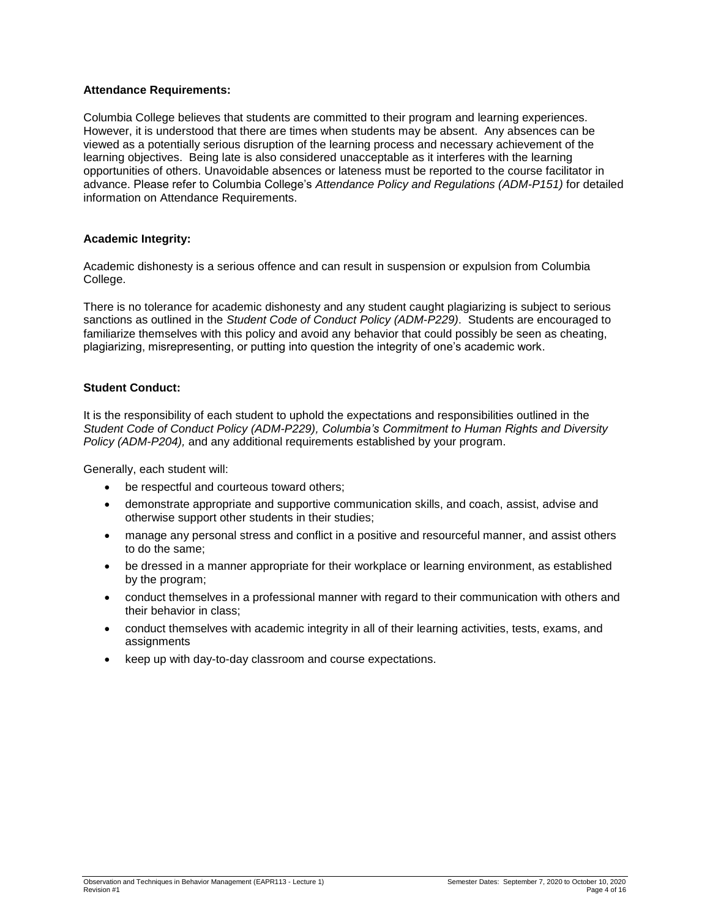**Attendance Requirements:**

Columbia College believes that students are committed to their program and learning experiences. However, it is understood that there are times when students may be absent. Any absences can be viewed as a potentially serious disruption of the learning process and necessary achievement of the learning objectives. Being late is also considered unacceptable as it interferes with the learning opportunities of others. Unavoidable absences or lateness must be reported to the course facilitator in advance. Please refer to Columbia College's *Attendance Policy and Regulations (ADM-P151)* for detailed information on Attendance Requirements.

**Academic Integrity:**

Academic dishonesty is a serious offence and can result in suspension or expulsion from Columbia College.

There is no tolerance for academic dishonesty and any student caught plagiarizing is subject to serious sanctions as outlined in the *Student Code of Conduct Policy (ADM-P229)*. Students are encouraged to familiarize themselves with this policy and avoid any behavior that could possibly be seen as cheating, plagiarizing, misrepresenting, or putting into question the integrity of one's academic work.

**Student Conduct:**

It is the responsibility of each student to uphold the expectations and responsibilities outlined in the *Student Code of Conduct Policy (ADM-P229), Columbia's Commitment to Human Rights and Diversity Policy (ADM-P204),* and any additional requirements established by your program.

Generally, each student will:

- be respectful and courteous toward others;
- demonstrate appropriate and supportive communication skills, and coach, assist, advise and otherwise support other students in their studies;
- manage any personal stress and conflict in a positive and resourceful manner, and assist others to do the same;
- be dressed in a manner appropriate for their workplace or learning environment, as established by the program;
- conduct themselves in a professional manner with regard to their communication with others and their behavior in class;
- conduct themselves with academic integrity in all of their learning activities, tests, exams, and assignments
- keep up with day-to-day classroom and course expectations.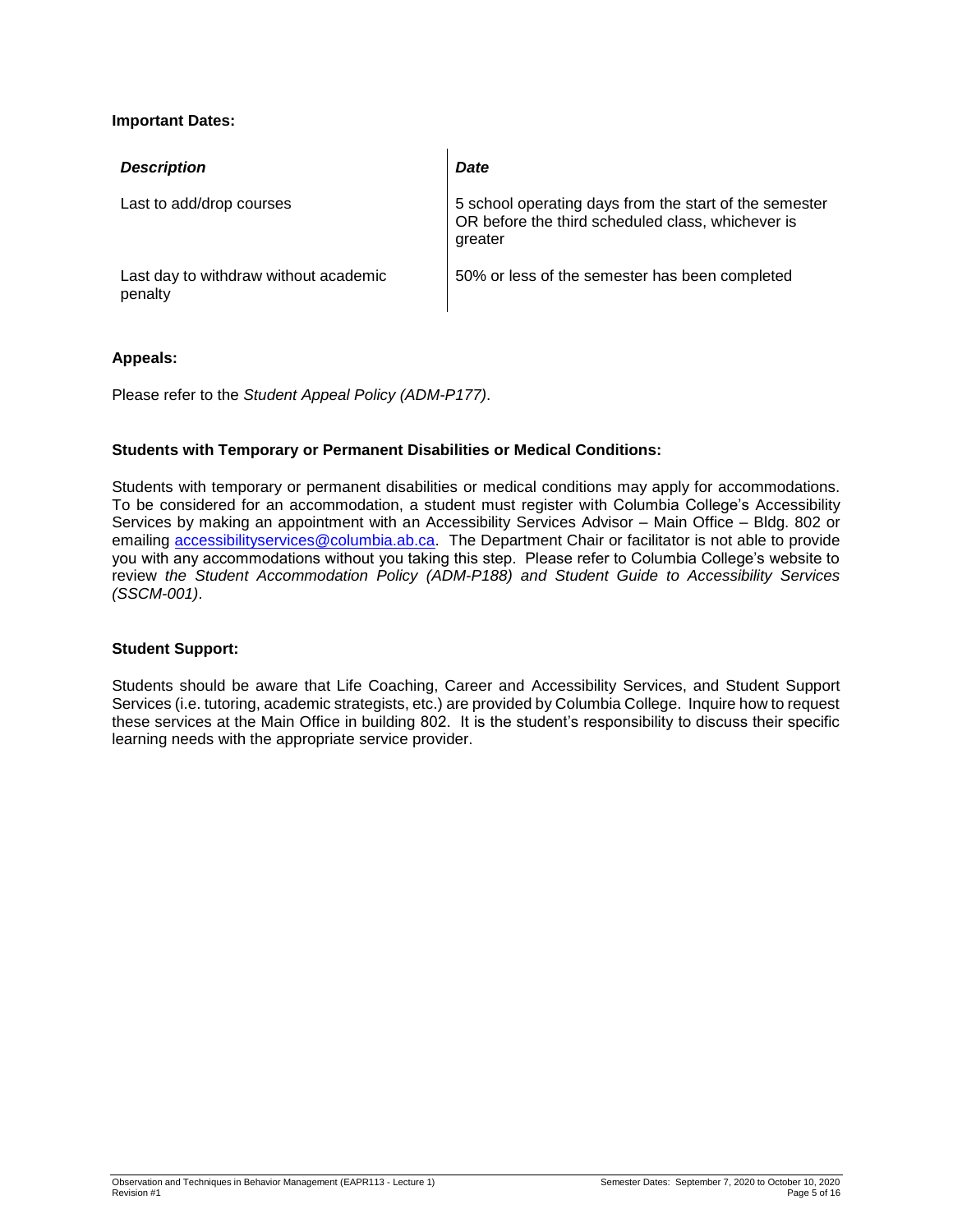**Important Dates:**

| *Description* | *Date* |
|---|---|
| Last to add/drop courses | 5 school operating days from the start of the semester OR before the third scheduled class, whichever is greater |
| Last day to withdraw without academic penalty | 50% or less of the semester has been completed |

**Appeals:**

Please refer to the *Student Appeal Policy (ADM-P177)*.

**Students with Temporary or Permanent Disabilities or Medical Conditions:**

Students with temporary or permanent disabilities or medical conditions may apply for accommodations. To be considered for an accommodation, a student must register with Columbia College's Accessibility Services by making an appointment with an Accessibility Services Advisor – Main Office – Bldg. 802 or emailing accessibilityservices@columbia.ab.ca. The Department Chair or facilitator is not able to provide you with any accommodations without you taking this step. Please refer to Columbia College's website to review *the Student Accommodation Policy (ADM-P188) and Student Guide to Accessibility Services (SSCM-001)*.

**Student Support:**

Students should be aware that Life Coaching, Career and Accessibility Services, and Student Support Services (i.e. tutoring, academic strategists, etc.) are provided by Columbia College. Inquire how to request these services at the Main Office in building 802. It is the student's responsibility to discuss their specific learning needs with the appropriate service provider.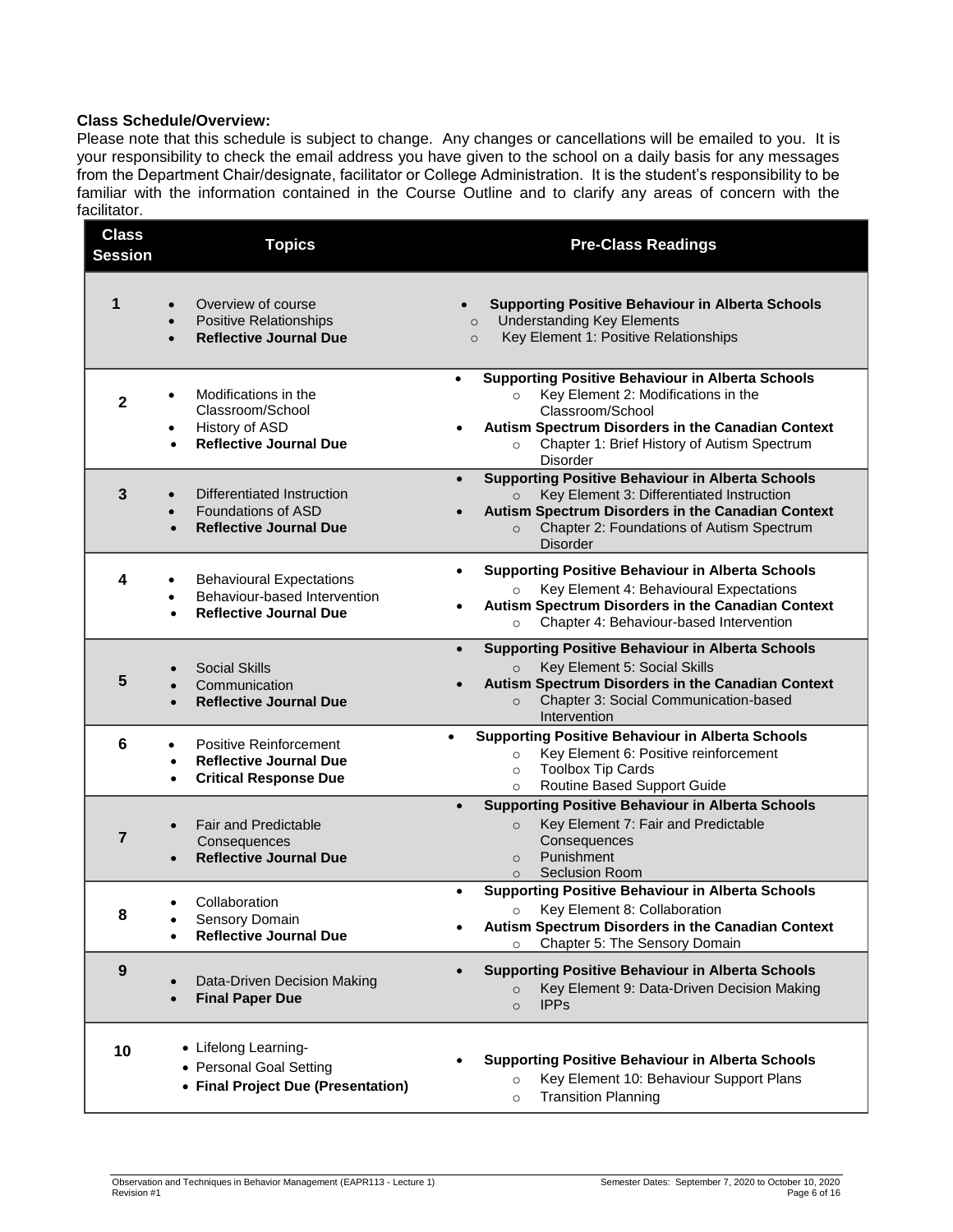**Class Schedule/Overview:**

Please note that this schedule is subject to change. Any changes or cancellations will be emailed to you. It is your responsibility to check the email address you have given to the school on a daily basis for any messages from the Department Chair/designate, facilitator or College Administration. It is the student's responsibility to be familiar with the information contained in the Course Outline and to clarify any areas of concern with the facilitator.

| Class Session | Topics | Pre-Class Readings |
|---|---|---|
| 1 | • Overview of course<br>• Positive Relationships<br>• **Reflective Journal Due** | • **Supporting Positive Behaviour in Alberta Schools**<br>  ○ Understanding Key Elements<br>  ○ Key Element 1: Positive Relationships |
| 2 | • Modifications in the Classroom/School<br>• History of ASD<br>• **Reflective Journal Due** | • **Supporting Positive Behaviour in Alberta Schools**<br>  ○ Key Element 2: Modifications in the Classroom/School<br>• **Autism Spectrum Disorders in the Canadian Context**<br>  ○ Chapter 1: Brief History of Autism Spectrum Disorder |
| 3 | • Differentiated Instruction<br>• Foundations of ASD<br>• **Reflective Journal Due** | • **Supporting Positive Behaviour in Alberta Schools**<br>  ○ Key Element 3: Differentiated Instruction<br>• **Autism Spectrum Disorders in the Canadian Context**<br>  ○ Chapter 2: Foundations of Autism Spectrum Disorder |
| 4 | • Behavioural Expectations<br>• Behaviour-based Intervention<br>• **Reflective Journal Due** | • **Supporting Positive Behaviour in Alberta Schools**<br>  ○ Key Element 4: Behavioural Expectations<br>• **Autism Spectrum Disorders in the Canadian Context**<br>  ○ Chapter 4: Behaviour-based Intervention |
| 5 | • Social Skills<br>• Communication<br>• **Reflective Journal Due** | • **Supporting Positive Behaviour in Alberta Schools**<br>  ○ Key Element 5: Social Skills<br>• **Autism Spectrum Disorders in the Canadian Context**<br>  ○ Chapter 3: Social Communication-based Intervention |
| 6 | • Positive Reinforcement<br>• **Reflective Journal Due**<br>• **Critical Response Due** | • **Supporting Positive Behaviour in Alberta Schools**<br>  ○ Key Element 6: Positive reinforcement<br>  ○ Toolbox Tip Cards<br>  ○ Routine Based Support Guide |
| 7 | • Fair and Predictable Consequences<br>• **Reflective Journal Due** | • **Supporting Positive Behaviour in Alberta Schools**<br>  ○ Key Element 7: Fair and Predictable Consequences<br>  ○ Punishment<br>  ○ Seclusion Room |
| 8 | • Collaboration<br>• Sensory Domain<br>• **Reflective Journal Due** | • **Supporting Positive Behaviour in Alberta Schools**<br>  ○ Key Element 8: Collaboration<br>• **Autism Spectrum Disorders in the Canadian Context**<br>  ○ Chapter 5: The Sensory Domain |
| 9 | • Data-Driven Decision Making<br>• **Final Paper Due** | • **Supporting Positive Behaviour in Alberta Schools**<br>  ○ Key Element 9: Data-Driven Decision Making<br>  ○ IPPs |
| 10 | • Lifelong Learning-<br>• Personal Goal Setting<br>• **Final Project Due (Presentation)** | • **Supporting Positive Behaviour in Alberta Schools**<br>  ○ Key Element 10: Behaviour Support Plans<br>  ○ Transition Planning |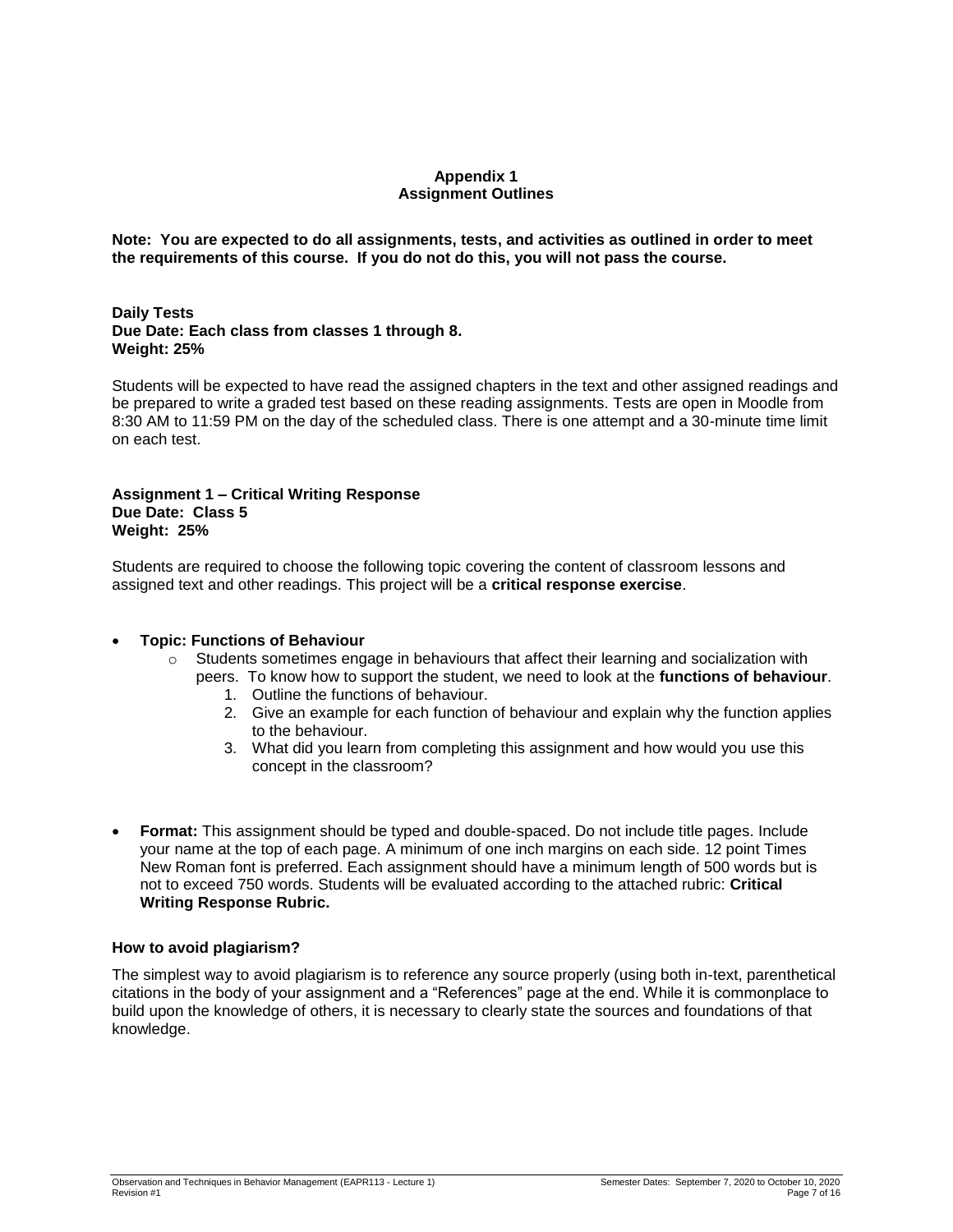# Appendix 1
## Assignment Outlines

**Note: You are expected to do all assignments, tests, and activities as outlined in order to meet the requirements of this course. If you do not do this, you will not pass the course.**

**Daily Tests**
**Due Date: Each class from classes 1 through 8.**
**Weight: 25%**

Students will be expected to have read the assigned chapters in the text and other assigned readings and be prepared to write a graded test based on these reading assignments. Tests are open in Moodle from 8:30 AM to 11:59 PM on the day of the scheduled class. There is one attempt and a 30-minute time limit on each test.

**Assignment 1 – Critical Writing Response**
**Due Date: Class 5**
**Weight: 25%**

Students are required to choose the following topic covering the content of classroom lessons and assigned text and other readings. This project will be a **critical response exercise**.

- **Topic: Functions of Behaviour**
  - Students sometimes engage in behaviours that affect their learning and socialization with peers. To know how to support the student, we need to look at the **functions of behaviour**.
    1. Outline the functions of behaviour.
    2. Give an example for each function of behaviour and explain why the function applies to the behaviour.
    3. What did you learn from completing this assignment and how would you use this concept in the classroom?

- **Format:** This assignment should be typed and double-spaced. Do not include title pages. Include your name at the top of each page. A minimum of one inch margins on each side. 12 point Times New Roman font is preferred. Each assignment should have a minimum length of 500 words but is not to exceed 750 words. Students will be evaluated according to the attached rubric: **Critical Writing Response Rubric.**

### How to avoid plagiarism?

The simplest way to avoid plagiarism is to reference any source properly (using both in-text, parenthetical citations in the body of your assignment and a "References" page at the end. While it is commonplace to build upon the knowledge of others, it is necessary to clearly state the sources and foundations of that knowledge.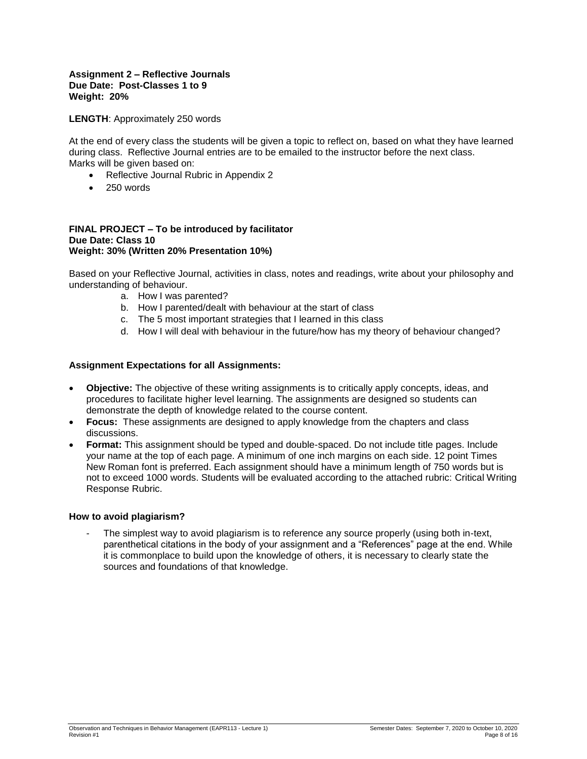**Assignment 2 – Reflective Journals**
**Due Date: Post-Classes 1 to 9**
**Weight: 20%**

**LENGTH**: Approximately 250 words

At the end of every class the students will be given a topic to reflect on, based on what they have learned during class. Reflective Journal entries are to be emailed to the instructor before the next class. Marks will be given based on:

- Reflective Journal Rubric in Appendix 2
- 250 words

**FINAL PROJECT – To be introduced by facilitator**
**Due Date: Class 10**
**Weight: 30% (Written 20% Presentation 10%)**

Based on your Reflective Journal, activities in class, notes and readings, write about your philosophy and understanding of behaviour.

a. How I was parented?
b. How I parented/dealt with behaviour at the start of class
c. The 5 most important strategies that I learned in this class
d. How I will deal with behaviour in the future/how has my theory of behaviour changed?

**Assignment Expectations for all Assignments:**

- **Objective:** The objective of these writing assignments is to critically apply concepts, ideas, and procedures to facilitate higher level learning. The assignments are designed so students can demonstrate the depth of knowledge related to the course content.
- **Focus:** These assignments are designed to apply knowledge from the chapters and class discussions.
- **Format:** This assignment should be typed and double-spaced. Do not include title pages. Include your name at the top of each page. A minimum of one inch margins on each side. 12 point Times New Roman font is preferred. Each assignment should have a minimum length of 750 words but is not to exceed 1000 words. Students will be evaluated according to the attached rubric: Critical Writing Response Rubric.

**How to avoid plagiarism?**

- The simplest way to avoid plagiarism is to reference any source properly (using both in-text, parenthetical citations in the body of your assignment and a "References" page at the end. While it is commonplace to build upon the knowledge of others, it is necessary to clearly state the sources and foundations of that knowledge.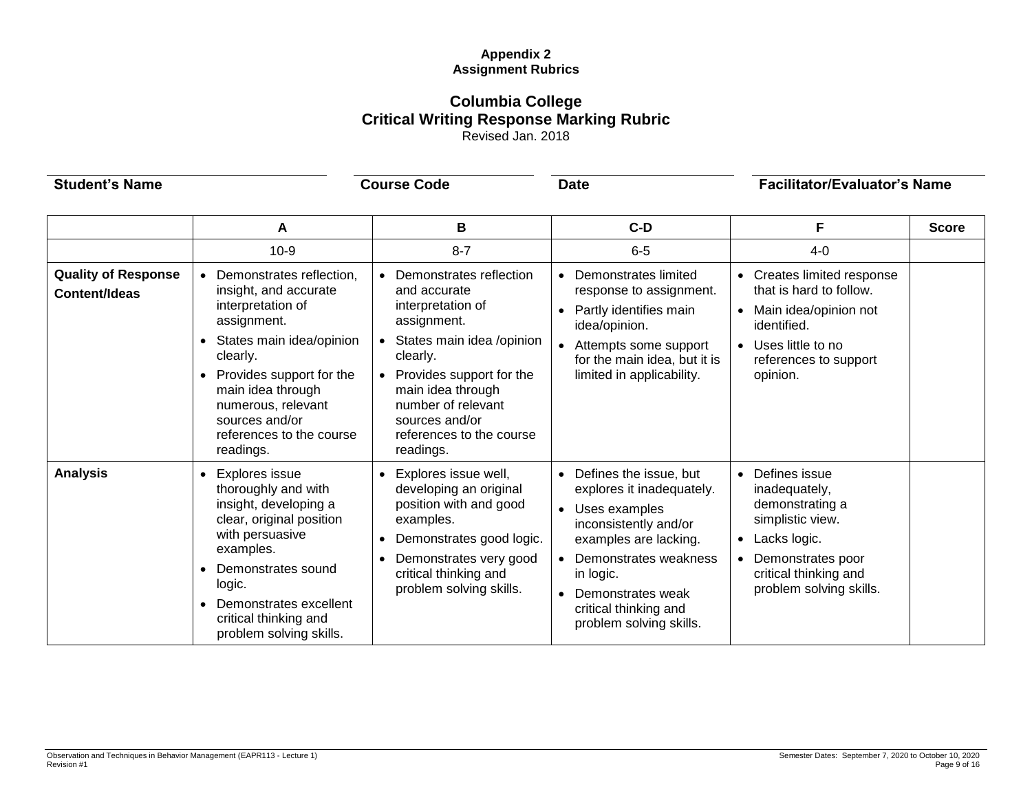**Appendix 2**
**Assignment Rubrics**

## Columbia College
## Critical Writing Response Marking Rubric

Revised Jan. 2018

**Student's Name** | **Course Code** | **Date** | **Facilitator/Evaluator's Name**

| | A | B | C-D | F | Score |
|---|---|---|---|---|---|
| | 10-9 | 8-7 | 6-5 | 4-0 | |
| **Quality of Response Content/Ideas** | • Demonstrates reflection, insight, and accurate interpretation of assignment.<br>• States main idea/opinion clearly.<br>• Provides support for the main idea through numerous, relevant sources and/or references to the course readings. | • Demonstrates reflection and accurate interpretation of assignment.<br>• States main idea /opinion clearly.<br>• Provides support for the main idea through number of relevant sources and/or references to the course readings. | • Demonstrates limited response to assignment.<br>• Partly identifies main idea/opinion.<br>• Attempts some support for the main idea, but it is limited in applicability. | • Creates limited response that is hard to follow.<br>• Main idea/opinion not identified.<br>• Uses little to no references to support opinion. | |
| **Analysis** | • Explores issue thoroughly and with insight, developing a clear, original position with persuasive examples.<br>• Demonstrates sound logic.<br>• Demonstrates excellent critical thinking and problem solving skills. | • Explores issue well, developing an original position with and good examples.<br>• Demonstrates good logic.<br>• Demonstrates very good critical thinking and problem solving skills. | • Defines the issue, but explores it inadequately.<br>• Uses examples inconsistently and/or examples are lacking.<br>• Demonstrates weakness in logic.<br>• Demonstrates weak critical thinking and problem solving skills. | • Defines issue inadequately, demonstrating a simplistic view.<br>• Lacks logic.<br>• Demonstrates poor critical thinking and problem solving skills. | |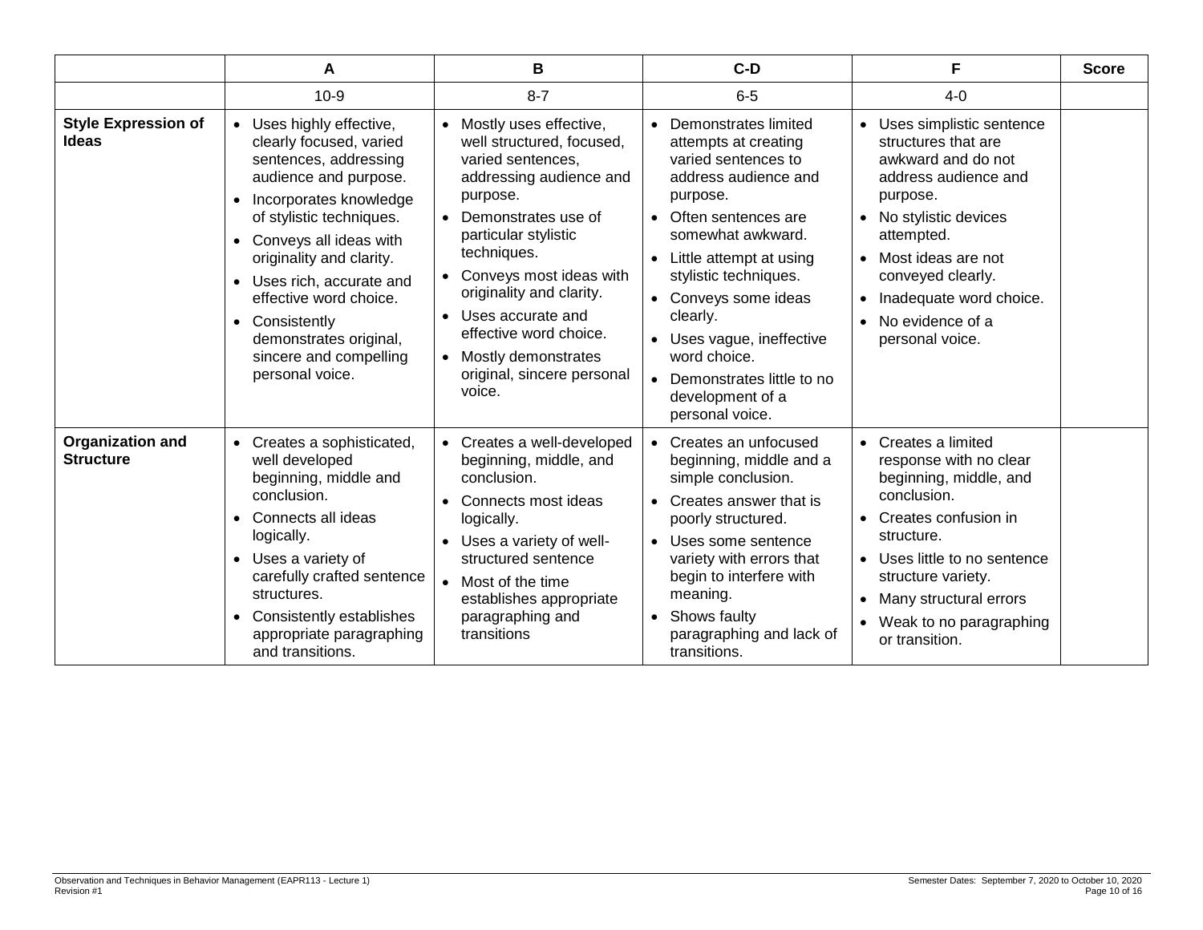| | A | B | C-D | F | Score |
|---|---|---|---|---|---|
| | 10-9 | 8-7 | 6-5 | 4-0 | |
| **Style Expression of Ideas** | • Uses highly effective, clearly focused, varied sentences, addressing audience and purpose.<br>• Incorporates knowledge of stylistic techniques.<br>• Conveys all ideas with originality and clarity.<br>• Uses rich, accurate and effective word choice.<br>• Consistently demonstrates original, sincere and compelling personal voice. | • Mostly uses effective, well structured, focused, varied sentences, addressing audience and purpose.<br>• Demonstrates use of particular stylistic techniques.<br>• Conveys most ideas with originality and clarity.<br>• Uses accurate and effective word choice.<br>• Mostly demonstrates original, sincere personal voice. | • Demonstrates limited attempts at creating varied sentences to address audience and purpose.<br>• Often sentences are somewhat awkward.<br>• Little attempt at using stylistic techniques.<br>• Conveys some ideas clearly.<br>• Uses vague, ineffective word choice.<br>• Demonstrates little to no development of a personal voice. | • Uses simplistic sentence structures that are awkward and do not address audience and purpose.<br>• No stylistic devices attempted.<br>• Most ideas are not conveyed clearly.<br>• Inadequate word choice.<br>• No evidence of a personal voice. | |
| **Organization and Structure** | • Creates a sophisticated, well developed beginning, middle and conclusion.<br>• Connects all ideas logically.<br>• Uses a variety of carefully crafted sentence structures.<br>• Consistently establishes appropriate paragraphing and transitions. | • Creates a well-developed beginning, middle, and conclusion.<br>• Connects most ideas logically.<br>• Uses a variety of well-structured sentence<br>• Most of the time establishes appropriate paragraphing and transitions | • Creates an unfocused beginning, middle and a simple conclusion.<br>• Creates answer that is poorly structured.<br>• Uses some sentence variety with errors that begin to interfere with meaning.<br>• Shows faulty paragraphing and lack of transitions. | • Creates a limited response with no clear beginning, middle, and conclusion.<br>• Creates confusion in structure.<br>• Uses little to no sentence structure variety.<br>• Many structural errors<br>• Weak to no paragraphing or transition. | |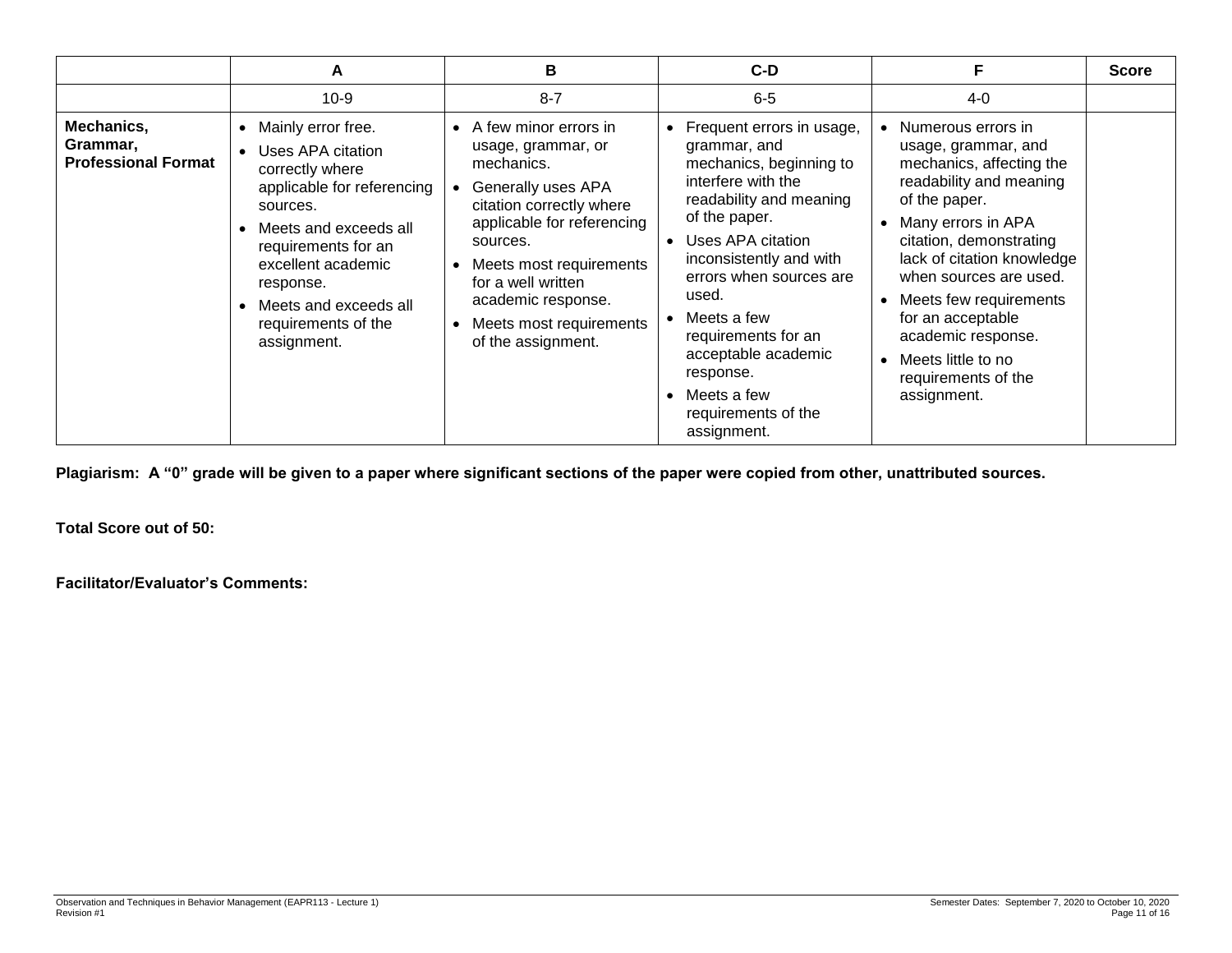| | A | B | C-D | F | Score |
|---|---|---|---|---|---|
| | 10-9 | 8-7 | 6-5 | 4-0 | |
| **Mechanics, Grammar, Professional Format** | • Mainly error free.<br>• Uses APA citation correctly where applicable for referencing sources.<br>• Meets and exceeds all requirements for an excellent academic response.<br>• Meets and exceeds all requirements of the assignment. | • A few minor errors in usage, grammar, or mechanics.<br>• Generally uses APA citation correctly where applicable for referencing sources.<br>• Meets most requirements for a well written academic response.<br>• Meets most requirements of the assignment. | • Frequent errors in usage, grammar, and mechanics, beginning to interfere with the readability and meaning of the paper.<br>• Uses APA citation inconsistently and with errors when sources are used.<br>• Meets a few requirements for an acceptable academic response.<br>• Meets a few requirements of the assignment. | • Numerous errors in usage, grammar, and mechanics, affecting the readability and meaning of the paper.<br>• Many errors in APA citation, demonstrating lack of citation knowledge when sources are used.<br>• Meets few requirements for an acceptable academic response.<br>• Meets little to no requirements of the assignment. | |

**Plagiarism: A "0" grade will be given to a paper where significant sections of the paper were copied from other, unattributed sources.**

**Total Score out of 50:**

**Facilitator/Evaluator's Comments:**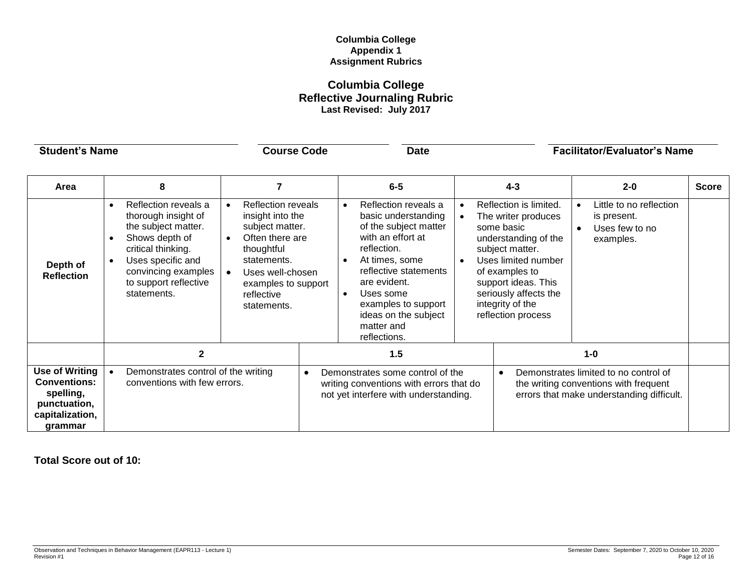**Columbia College**
**Appendix 1**
**Assignment Rubrics**

## Columbia College
## Reflective Journaling Rubric
**Last Revised: July 2017**

| Student's Name | Course Code | Date | Facilitator/Evaluator's Name |
|---|---|---|---|
| | | | |

| Area | 8 | 7 | 6-5 | 4-3 | 2-0 | Score |
|---|---|---|---|---|---|---|
| **Depth of Reflection** | • Reflection reveals a thorough insight of the subject matter.<br>• Shows depth of critical thinking.<br>• Uses specific and convincing examples to support reflective statements. | • Reflection reveals insight into the subject matter.<br>• Often there are thoughtful statements.<br>• Uses well-chosen examples to support reflective statements. | • Reflection reveals a basic understanding of the subject matter with an effort at reflection.<br>• At times, some reflective statements are evident.<br>• Uses some examples to support ideas on the subject matter and reflections. | • Reflection is limited.<br>• The writer produces some basic understanding of the subject matter.<br>• Uses limited number of examples to support ideas. This seriously affects the integrity of the reflection process | • Little to no reflection is present.<br>• Uses few to no examples. | |

| | 2 | 1.5 | 1-0 | |
|---|---|---|---|---|
| **Use of Writing Conventions: spelling, punctuation, capitalization, grammar** | • Demonstrates control of the writing conventions with few errors. | • Demonstrates some control of the writing conventions with errors that do not yet interfere with understanding. | • Demonstrates limited to no control of the writing conventions with frequent errors that make understanding difficult. | |

**Total Score out of 10:**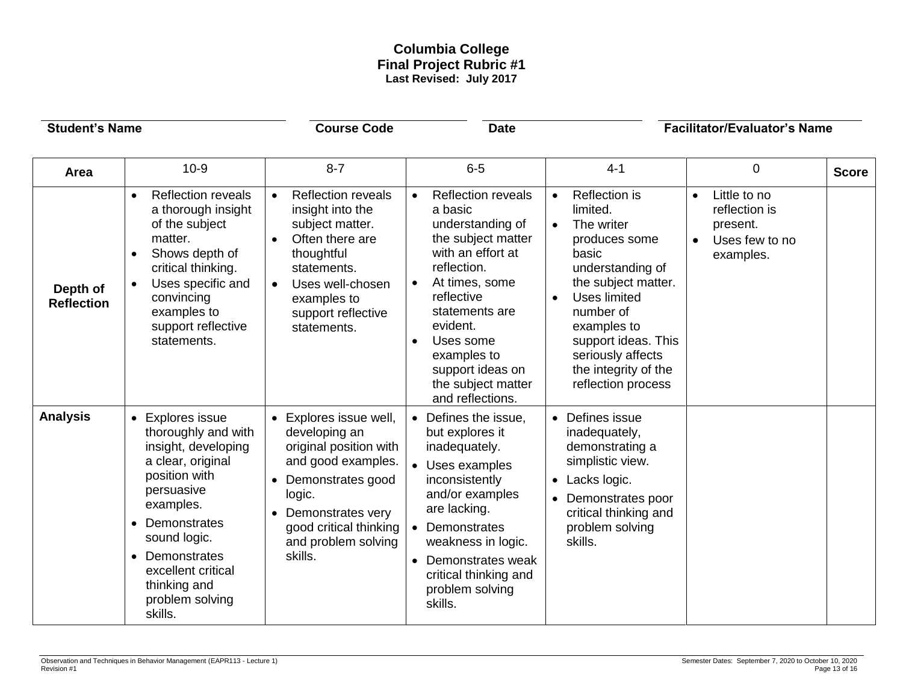**Columbia College**
**Final Project Rubric #1**
**Last Revised: July 2017**

| **Student's Name** | **Course Code** | **Date** | **Facilitator/Evaluator's Name** |
|---|---|---|---|
| | | | |

| **Area** | 10-9 | 8-7 | 6-5 | 4-1 | 0 | **Score** |
|---|---|---|---|---|---|---|
| **Depth of Reflection** | • Reflection reveals a thorough insight of the subject matter.<br>• Shows depth of critical thinking.<br>• Uses specific and convincing examples to support reflective statements. | • Reflection reveals insight into the subject matter.<br>• Often there are thoughtful statements.<br>• Uses well-chosen examples to support reflective statements. | • Reflection reveals a basic understanding of the subject matter with an effort at reflection.<br>• At times, some reflective statements are evident.<br>• Uses some examples to support ideas on the subject matter and reflections. | • Reflection is limited.<br>• The writer produces some basic understanding of the subject matter.<br>• Uses limited number of examples to support ideas. This seriously affects the integrity of the reflection process | • Little to no reflection is present.<br>• Uses few to no examples. | |
| **Analysis** | • Explores issue thoroughly and with insight, developing a clear, original position with persuasive examples.<br>• Demonstrates sound logic.<br>• Demonstrates excellent critical thinking and problem solving skills. | • Explores issue well, developing an original position with and good examples.<br>• Demonstrates good logic.<br>• Demonstrates very good critical thinking and problem solving skills. | • Defines the issue, but explores it inadequately.<br>• Uses examples inconsistently and/or examples are lacking.<br>• Demonstrates weakness in logic.<br>• Demonstrates weak critical thinking and problem solving skills. | • Defines issue inadequately, demonstrating a simplistic view.<br>• Lacks logic.<br>• Demonstrates poor critical thinking and problem solving skills. | | |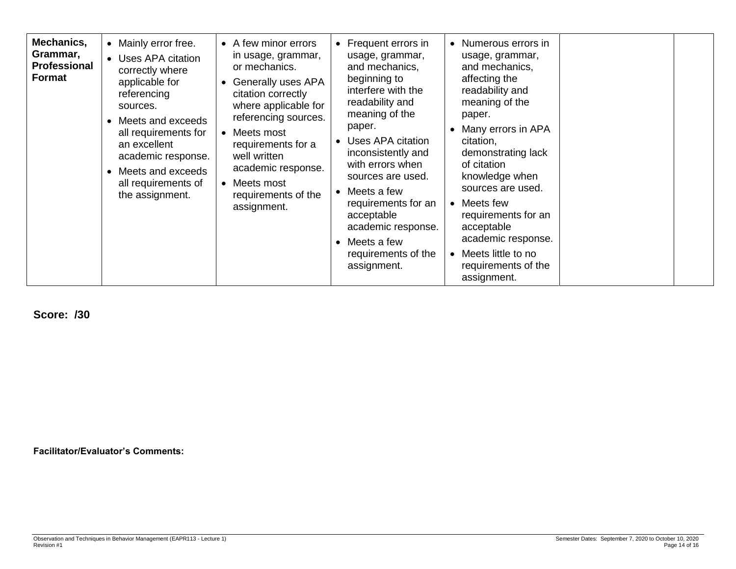| Mechanics, Grammar, Professional Format | • Mainly error free.<br>• Uses APA citation correctly where applicable for referencing sources.<br>• Meets and exceeds all requirements for an excellent academic response.<br>• Meets and exceeds all requirements of the assignment. | • A few minor errors in usage, grammar, or mechanics.<br>• Generally uses APA citation correctly where applicable for referencing sources.<br>• Meets most requirements for a well written academic response.<br>• Meets most requirements of the assignment. | • Frequent errors in usage, grammar, and mechanics, beginning to interfere with the readability and meaning of the paper.<br>• Uses APA citation inconsistently and with errors when sources are used.<br>• Meets a few requirements for an acceptable academic response.<br>• Meets a few requirements of the assignment. | • Numerous errors in usage, grammar, and mechanics, affecting the readability and meaning of the paper.<br>• Many errors in APA citation, demonstrating lack of citation knowledge when sources are used.<br>• Meets few requirements for an acceptable academic response.<br>• Meets little to no requirements of the assignment. | | |
|---|---|---|---|---|---|---|

**Score: /30**

**Facilitator/Evaluator's Comments:**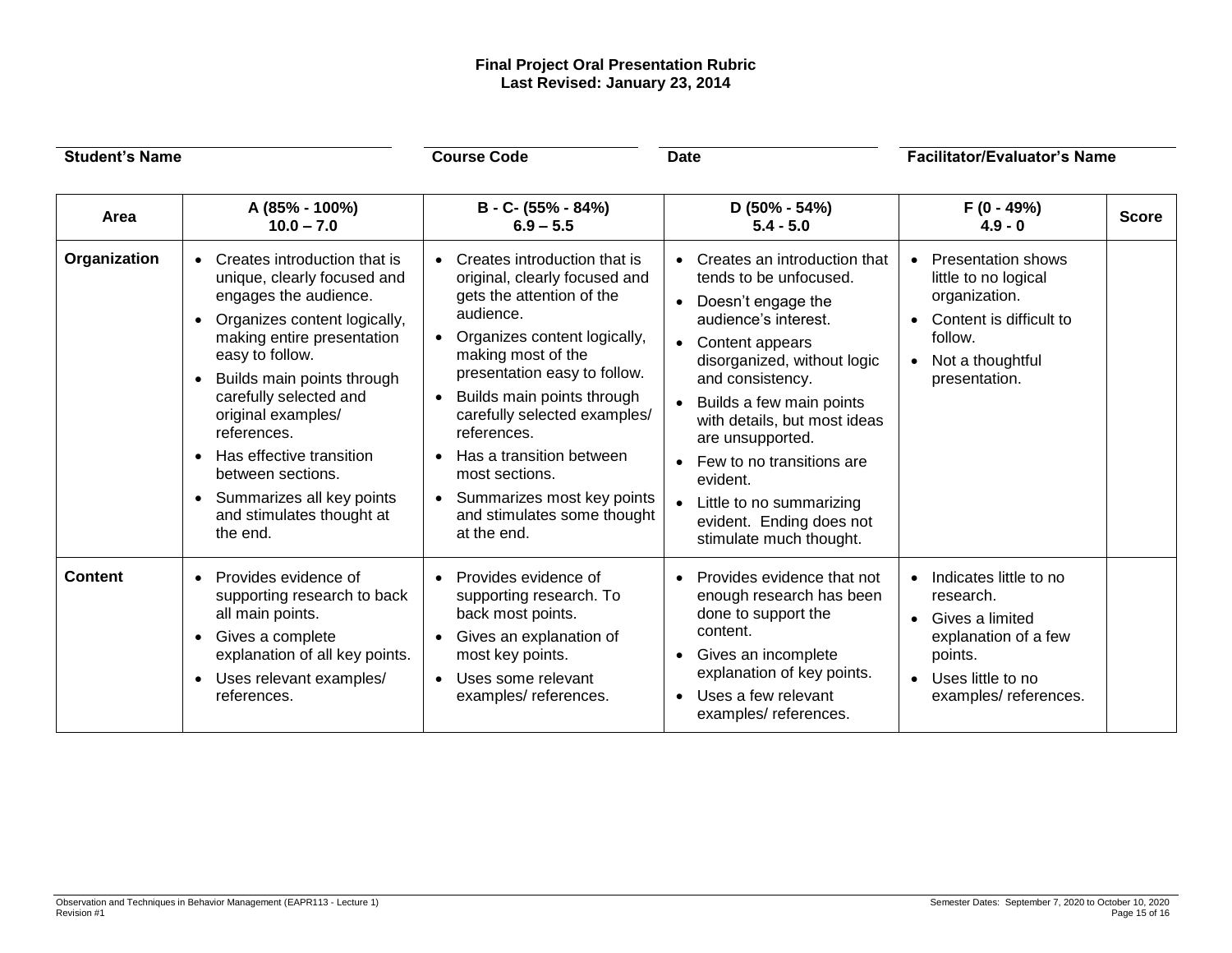**Final Project Oral Presentation Rubric**
**Last Revised: January 23, 2014**

| Student's Name | Course Code | Date | Facilitator/Evaluator's Name |
|---|---|---|---|
| | | | |

| Area | A (85% - 100%) 10.0 – 7.0 | B - C- (55% - 84%) 6.9 – 5.5 | D (50% - 54%) 5.4 - 5.0 | F (0 - 49%) 4.9 - 0 | Score |
|---|---|---|---|---|---|
| **Organization** | • Creates introduction that is unique, clearly focused and engages the audience.<br>• Organizes content logically, making entire presentation easy to follow.<br>• Builds main points through carefully selected and original examples/ references.<br>• Has effective transition between sections.<br>• Summarizes all key points and stimulates thought at the end. | • Creates introduction that is original, clearly focused and gets the attention of the audience.<br>• Organizes content logically, making most of the presentation easy to follow.<br>• Builds main points through carefully selected examples/ references.<br>• Has a transition between most sections.<br>• Summarizes most key points and stimulates some thought at the end. | • Creates an introduction that tends to be unfocused.<br>• Doesn't engage the audience's interest.<br>• Content appears disorganized, without logic and consistency.<br>• Builds a few main points with details, but most ideas are unsupported.<br>• Few to no transitions are evident.<br>• Little to no summarizing evident. Ending does not stimulate much thought. | • Presentation shows little to no logical organization.<br>• Content is difficult to follow.<br>• Not a thoughtful presentation. | |
| **Content** | • Provides evidence of supporting research to back all main points.<br>• Gives a complete explanation of all key points.<br>• Uses relevant examples/ references. | • Provides evidence of supporting research. To back most points.<br>• Gives an explanation of most key points.<br>• Uses some relevant examples/ references. | • Provides evidence that not enough research has been done to support the content.<br>• Gives an incomplete explanation of key points.<br>• Uses a few relevant examples/ references. | • Indicates little to no research.<br>• Gives a limited explanation of a few points.<br>• Uses little to no examples/ references. | |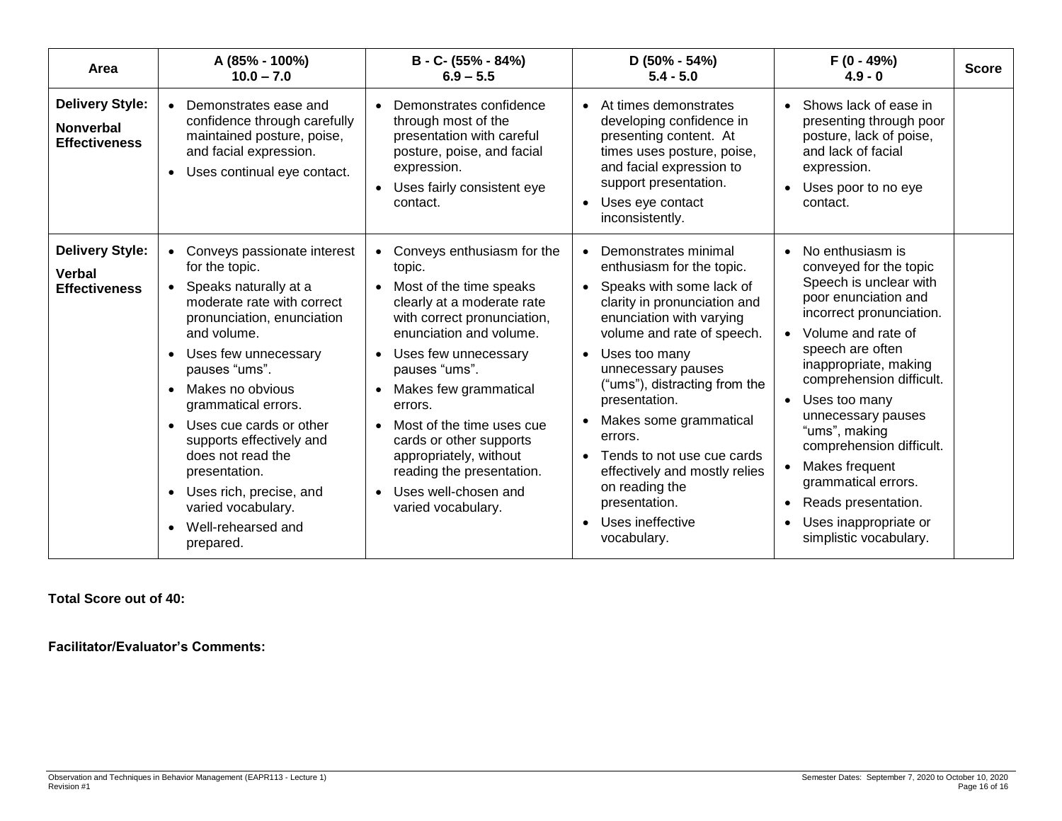| Area | A (85% - 100%)<br>10.0 – 7.0 | B - C- (55% - 84%)<br>6.9 – 5.5 | D (50% - 54%)<br>5.4 - 5.0 | F (0 - 49%)<br>4.9 - 0 | Score |
|---|---|---|---|---|---|
| **Delivery Style: Nonverbal Effectiveness** | • Demonstrates ease and confidence through carefully maintained posture, poise, and facial expression.<br>• Uses continual eye contact. | • Demonstrates confidence through most of the presentation with careful posture, poise, and facial expression.<br>• Uses fairly consistent eye contact. | • At times demonstrates developing confidence in presenting content. At times uses posture, poise, and facial expression to support presentation.<br>• Uses eye contact inconsistently. | • Shows lack of ease in presenting through poor posture, lack of poise, and lack of facial expression.<br>• Uses poor to no eye contact. | |
| **Delivery Style: Verbal Effectiveness** | • Conveys passionate interest for the topic.<br>• Speaks naturally at a moderate rate with correct pronunciation, enunciation and volume.<br>• Uses few unnecessary pauses "ums".<br>• Makes no obvious grammatical errors.<br>• Uses cue cards or other supports effectively and does not read the presentation.<br>• Uses rich, precise, and varied vocabulary.<br>• Well-rehearsed and prepared. | • Conveys enthusiasm for the topic.<br>• Most of the time speaks clearly at a moderate rate with correct pronunciation, enunciation and volume.<br>• Uses few unnecessary pauses "ums".<br>• Makes few grammatical errors.<br>• Most of the time uses cue cards or other supports appropriately, without reading the presentation.<br>• Uses well-chosen and varied vocabulary. | • Demonstrates minimal enthusiasm for the topic.<br>• Speaks with some lack of clarity in pronunciation and enunciation with varying volume and rate of speech.<br>• Uses too many unnecessary pauses ("ums"), distracting from the presentation.<br>• Makes some grammatical errors.<br>• Tends to not use cue cards effectively and mostly relies on reading the presentation.<br>• Uses ineffective vocabulary. | • No enthusiasm is conveyed for the topic Speech is unclear with poor enunciation and incorrect pronunciation.<br>• Volume and rate of speech are often inappropriate, making comprehension difficult.<br>• Uses too many unnecessary pauses "ums", making comprehension difficult.<br>• Makes frequent grammatical errors.<br>• Reads presentation.<br>• Uses inappropriate or simplistic vocabulary. | |

**Total Score out of 40:**

**Facilitator/Evaluator's Comments:**